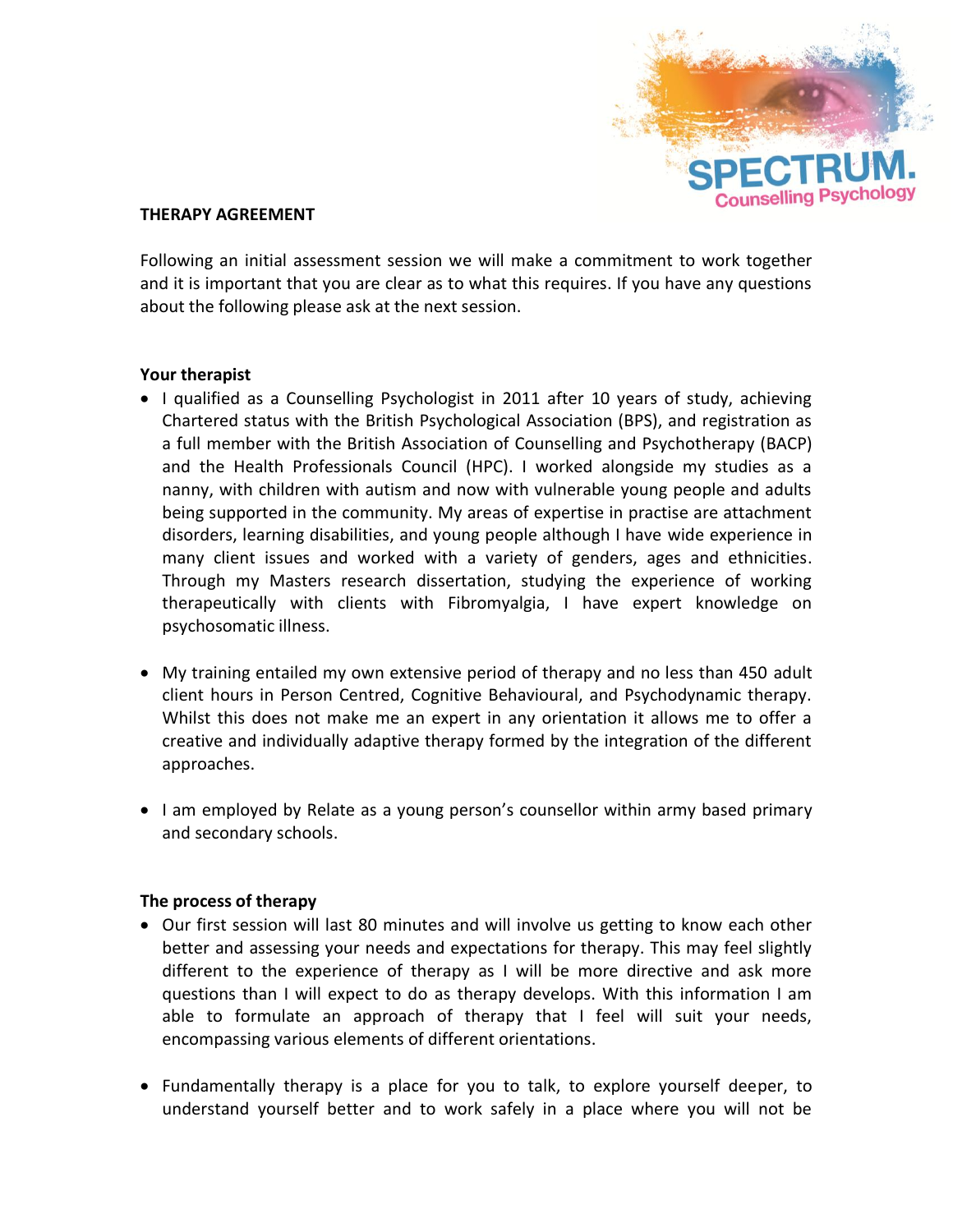# THERAPY AGREEMENT

Following an initial assessment session we will make a commitment to work together and it is important that you are clear as to what this requires. If you have any questions about the following please ask at the next session.

## Your therapist

- I qualified as a Counselling Psychologist in 2011 after 10 years of study, achieving Chartered status with the British Psychological Association (BPS), and registration as a full member with the British Association of Counselling and Psychotherapy (BACP) and the Health Professionals Council (HPC). I worked alongside my studies as a nanny, with children with autism and now with vulnerable young people and adults being supported in the community. My areas of expertise in practise are attachment disorders, learning disabilities, and young people although I have wide experience in many client issues and worked with a variety of genders, ages and ethnicities. Through my Masters research dissertation, studying the experience of working therapeutically with clients with Fibromyalgia, I have expert knowledge on psychosomatic illness.

- My training entailed my own extensive period of therapy and no less than 450 adult client hours in Person Centred, Cognitive Behavioural, and Psychodynamic therapy. Whilst this does not make me an expert in any orientation it allows me to offer a creative and individually adaptive therapy formed by the integration of the different approaches.

- I am employed by Relate as a young person's counsellor within army based primary and secondary schools.

## The process of therapy

- Our first session will last 80 minutes and will involve us getting to know each other better and assessing your needs and expectations for therapy. This may feel slightly different to the experience of therapy as I will be more directive and ask more questions than I will expect to do as therapy develops. With this information I am able to formulate an approach of therapy that I feel will suit your needs, encompassing various elements of different orientations.

- Fundamentally therapy is a place for you to talk, to explore yourself deeper, to understand yourself better and to work safely in a place where you will not be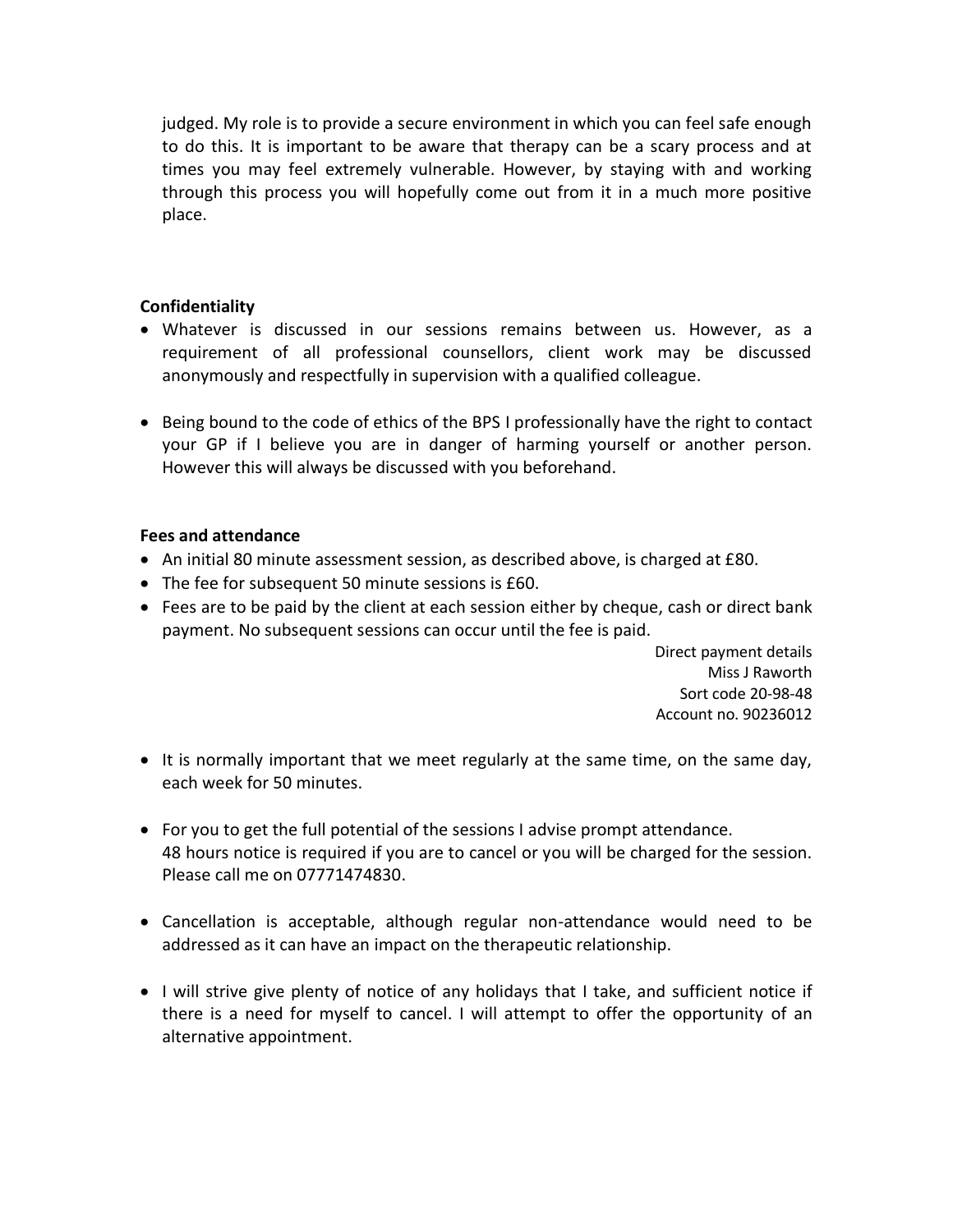judged. My role is to provide a secure environment in which you can feel safe enough to do this. It is important to be aware that therapy can be a scary process and at times you may feel extremely vulnerable. However, by staying with and working through this process you will hopefully come out from it in a much more positive place.

**Confidentiality**

- Whatever is discussed in our sessions remains between us. However, as a requirement of all professional counsellors, client work may be discussed anonymously and respectfully in supervision with a qualified colleague.
- Being bound to the code of ethics of the BPS I professionally have the right to contact your GP if I believe you are in danger of harming yourself or another person. However this will always be discussed with you beforehand.

**Fees and attendance**

- An initial 80 minute assessment session, as described above, is charged at £80.
- The fee for subsequent 50 minute sessions is £60.
- Fees are to be paid by the client at each session either by cheque, cash or direct bank payment. No subsequent sessions can occur until the fee is paid.

Direct payment details
Miss J Raworth
Sort code 20-98-48
Account no. 90236012

- It is normally important that we meet regularly at the same time, on the same day, each week for 50 minutes.
- For you to get the full potential of the sessions I advise prompt attendance.
  48 hours notice is required if you are to cancel or you will be charged for the session. Please call me on 07771474830.
- Cancellation is acceptable, although regular non-attendance would need to be addressed as it can have an impact on the therapeutic relationship.
- I will strive give plenty of notice of any holidays that I take, and sufficient notice if there is a need for myself to cancel. I will attempt to offer the opportunity of an alternative appointment.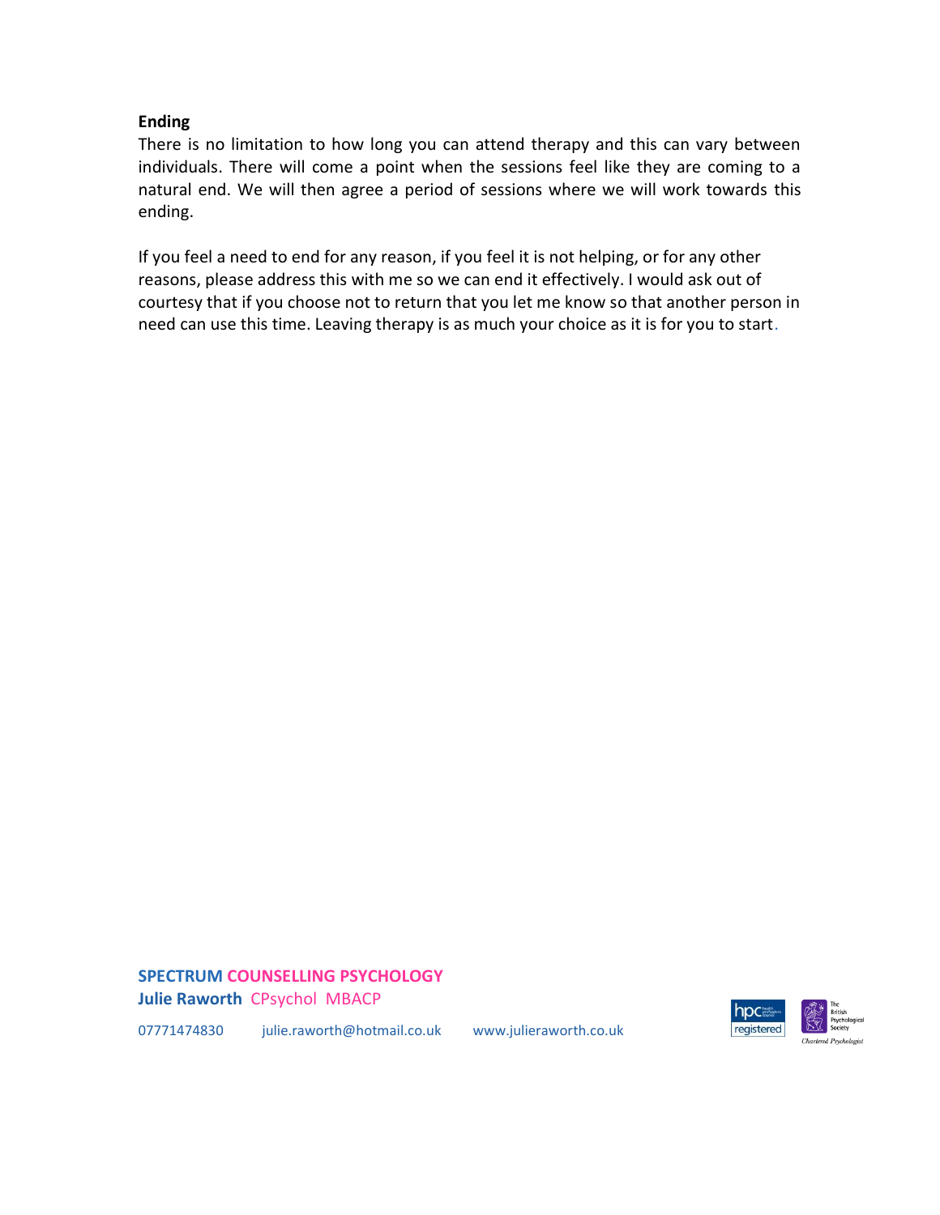**Ending**

There is no limitation to how long you can attend therapy and this can vary between individuals. There will come a point when the sessions feel like they are coming to a natural end. We will then agree a period of sessions where we will work towards this ending.

If you feel a need to end for any reason, if you feel it is not helping, or for any other reasons, please address this with me so we can end it effectively. I would ask out of courtesy that if you choose not to return that you let me know so that another person in need can use this time. Leaving therapy is as much your choice as it is for you to start.